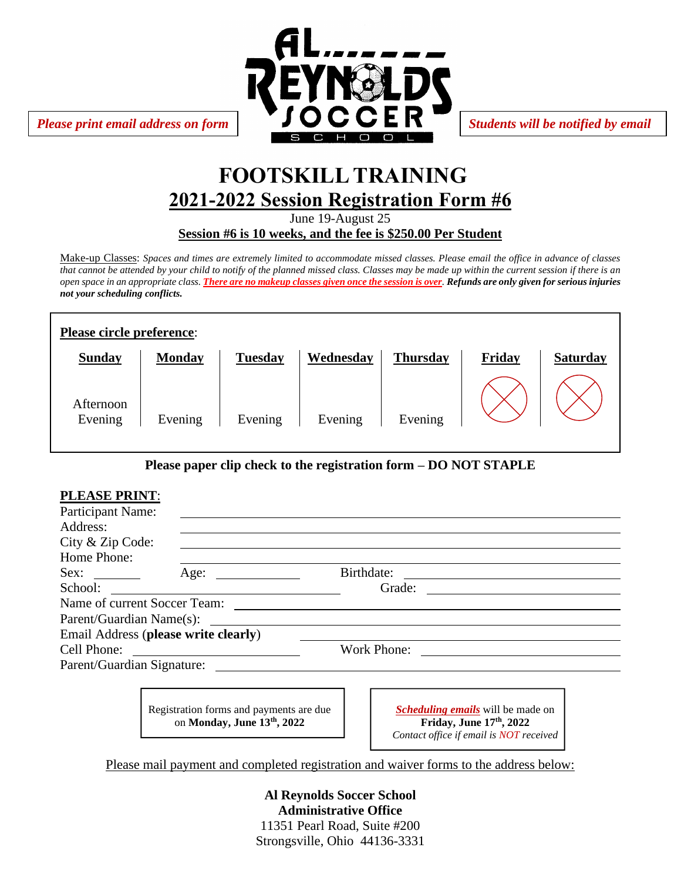*Please print email address on form*

AL REYNOLDS SOCCER SCHOOL

*Students will be notified by email*

# FOOTSKILL TRAINING

## 2021-2022 Session Registration Form #6

June 19-August 25

**Session #6 is 10 weeks, and the fee is $250.00 Per Student**

Make-up Classes: *Spaces and times are extremely limited to accommodate missed classes. Please email the office in advance of classes that cannot be attended by your child to notify of the planned missed class. Classes may be made up within the current session if there is an open space in an appropriate class.* ***There are no makeup classes given once the session is over.*** ***Refunds are only given for serious injuries not your scheduling conflicts.***

**Please circle preference**:

| Sunday | Monday | Tuesday | Wednesday | Thursday | Friday | Saturday |
|---|---|---|---|---|---|---|
| Afternoon Evening | Evening | Evening | Evening | Evening | ⊗ | ⊗ |

**Please paper clip check to the registration form – DO NOT STAPLE**

**PLEASE PRINT**:

Participant Name: ______________________

Address: ______________________

City & Zip Code: ______________________

Home Phone: ______________________

Sex: ________ Age: ____________ Birthdate: ______________________

School: ______________________ Grade: ______________________

Name of current Soccer Team: ______________________

Parent/Guardian Name(s): ______________________

Email Address (**please write clearly**) ______________________

Cell Phone: ______________________ Work Phone: ______________________

Parent/Guardian Signature: ______________________

Registration forms and payments are due on **Monday, June 13th, 2022**

***Scheduling emails*** will be made on **Friday, June 17th, 2022**
*Contact office if email is NOT received*

Please mail payment and completed registration and waiver forms to the address below:

**Al Reynolds Soccer School**
**Administrative Office**
11351 Pearl Road, Suite #200
Strongsville, Ohio 44136-3331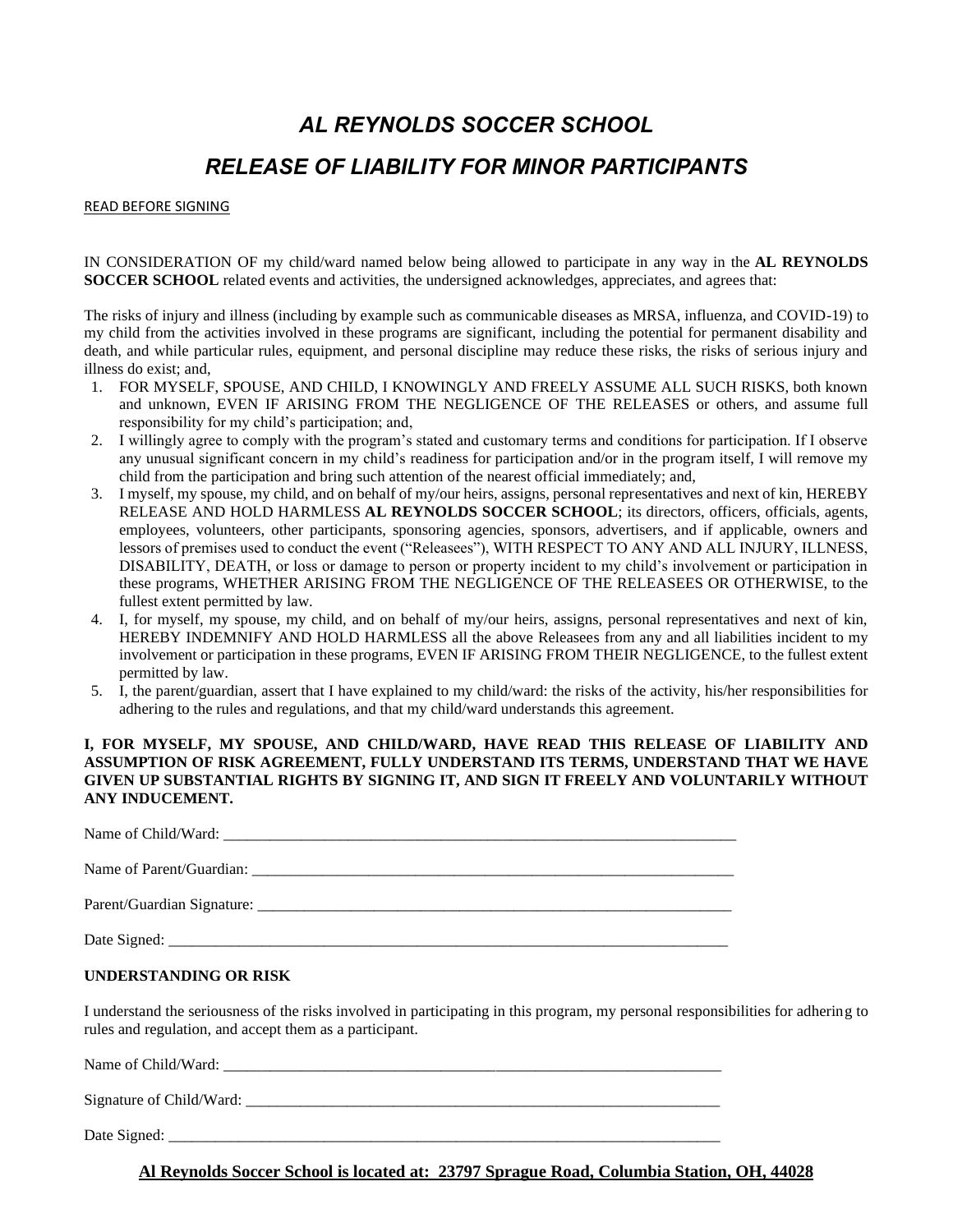# *AL REYNOLDS SOCCER SCHOOL*

## *RELEASE OF LIABILITY FOR MINOR PARTICIPANTS*

READ BEFORE SIGNING

IN CONSIDERATION OF my child/ward named below being allowed to participate in any way in the **AL REYNOLDS SOCCER SCHOOL** related events and activities, the undersigned acknowledges, appreciates, and agrees that:

The risks of injury and illness (including by example such as communicable diseases as MRSA, influenza, and COVID-19) to my child from the activities involved in these programs are significant, including the potential for permanent disability and death, and while particular rules, equipment, and personal discipline may reduce these risks, the risks of serious injury and illness do exist; and,

1. FOR MYSELF, SPOUSE, AND CHILD, I KNOWINGLY AND FREELY ASSUME ALL SUCH RISKS, both known and unknown, EVEN IF ARISING FROM THE NEGLIGENCE OF THE RELEASES or others, and assume full responsibility for my child's participation; and,
2. I willingly agree to comply with the program's stated and customary terms and conditions for participation. If I observe any unusual significant concern in my child's readiness for participation and/or in the program itself, I will remove my child from the participation and bring such attention of the nearest official immediately; and,
3. I myself, my spouse, my child, and on behalf of my/our heirs, assigns, personal representatives and next of kin, HEREBY RELEASE AND HOLD HARMLESS **AL REYNOLDS SOCCER SCHOOL**; its directors, officers, officials, agents, employees, volunteers, other participants, sponsoring agencies, sponsors, advertisers, and if applicable, owners and lessors of premises used to conduct the event ("Releasees"), WITH RESPECT TO ANY AND ALL INJURY, ILLNESS, DISABILITY, DEATH, or loss or damage to person or property incident to my child's involvement or participation in these programs, WHETHER ARISING FROM THE NEGLIGENCE OF THE RELEASEES OR OTHERWISE, to the fullest extent permitted by law.
4. I, for myself, my spouse, my child, and on behalf of my/our heirs, assigns, personal representatives and next of kin, HEREBY INDEMNIFY AND HOLD HARMLESS all the above Releasees from any and all liabilities incident to my involvement or participation in these programs, EVEN IF ARISING FROM THEIR NEGLIGENCE, to the fullest extent permitted by law.
5. I, the parent/guardian, assert that I have explained to my child/ward: the risks of the activity, his/her responsibilities for adhering to the rules and regulations, and that my child/ward understands this agreement.

**I, FOR MYSELF, MY SPOUSE, AND CHILD/WARD, HAVE READ THIS RELEASE OF LIABILITY AND ASSUMPTION OF RISK AGREEMENT, FULLY UNDERSTAND ITS TERMS, UNDERSTAND THAT WE HAVE GIVEN UP SUBSTANTIAL RIGHTS BY SIGNING IT, AND SIGN IT FREELY AND VOLUNTARILY WITHOUT ANY INDUCEMENT.**

Name of Child/Ward: ______________________________________________________________________

Name of Parent/Guardian: __________________________________________________________________

Parent/Guardian Signature: _________________________________________________________________

Date Signed: ______________________________________________________________________________

**UNDERSTANDING OR RISK**

I understand the seriousness of the risks involved in participating in this program, my personal responsibilities for adhering to rules and regulation, and accept them as a participant.

Name of Child/Ward: _____________________________________________________________________

Signature of Child/Ward: __________________________________________________________________

Date Signed: ______________________________________________________________________________

**Al Reynolds Soccer School is located at: 23797 Sprague Road, Columbia Station, OH, 44028**